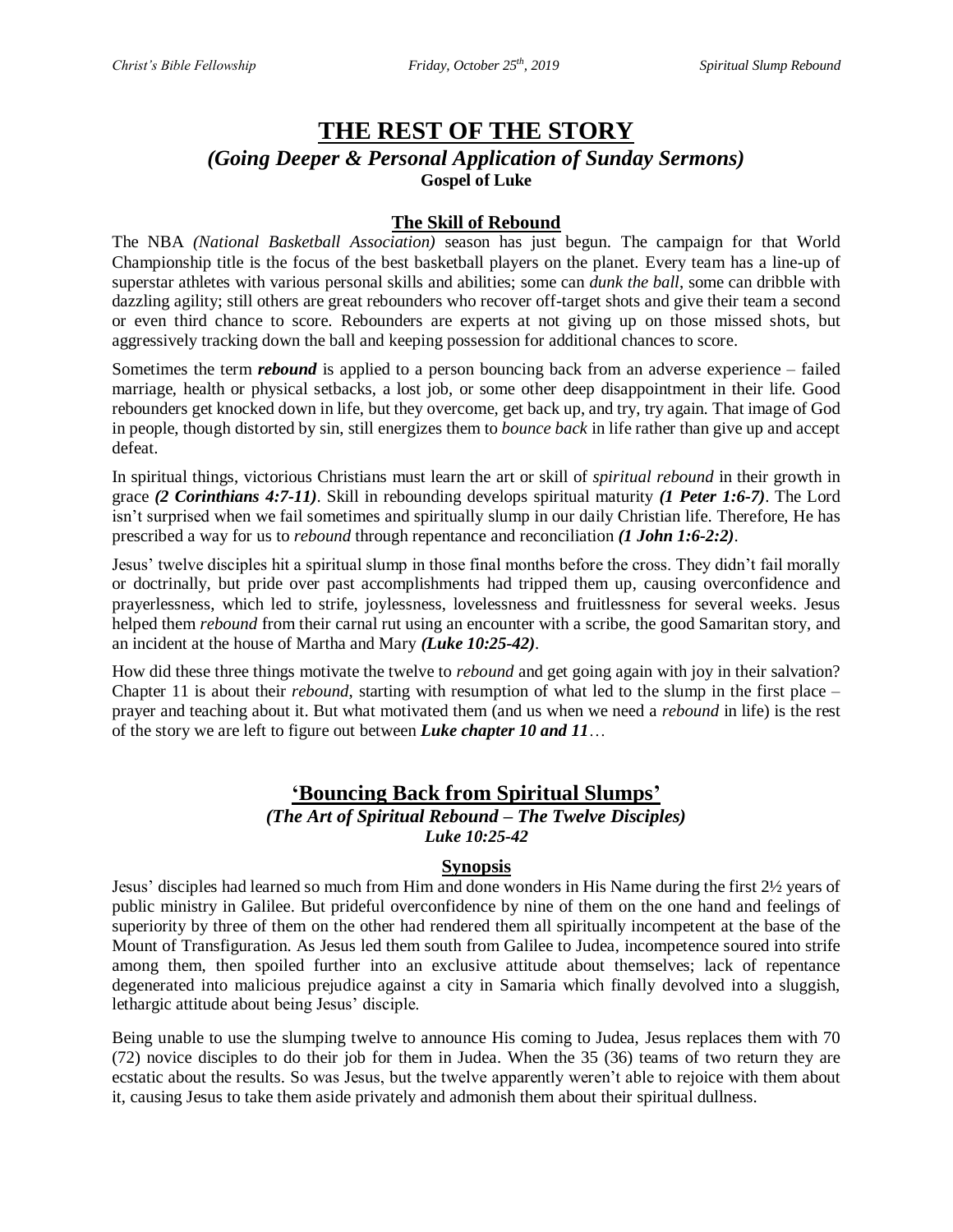# THE REST OF THE STORY

### *(Going Deeper & Personal Application of Sunday Sermons)*

**Gospel of Luke**

## The Skill of Rebound

The NBA *(National Basketball Association)* season has just begun. The campaign for that World Championship title is the focus of the best basketball players on the planet. Every team has a line-up of superstar athletes with various personal skills and abilities; some can *dunk the ball*, some can dribble with dazzling agility; still others are great rebounders who recover off-target shots and give their team a second or even third chance to score. Rebounders are experts at not giving up on those missed shots, but aggressively tracking down the ball and keeping possession for additional chances to score.

Sometimes the term ***rebound*** is applied to a person bouncing back from an adverse experience – failed marriage, health or physical setbacks, a lost job, or some other deep disappointment in their life. Good rebounders get knocked down in life, but they overcome, get back up, and try, try again. That image of God in people, though distorted by sin, still energizes them to *bounce back* in life rather than give up and accept defeat.

In spiritual things, victorious Christians must learn the art or skill of *spiritual rebound* in their growth in grace ***(2 Corinthians 4:7-11)***. Skill in rebounding develops spiritual maturity ***(1 Peter 1:6-7)***. The Lord isn't surprised when we fail sometimes and spiritually slump in our daily Christian life. Therefore, He has prescribed a way for us to *rebound* through repentance and reconciliation ***(1 John 1:6-2:2)***.

Jesus' twelve disciples hit a spiritual slump in those final months before the cross. They didn't fail morally or doctrinally, but pride over past accomplishments had tripped them up, causing overconfidence and prayerlessness, which led to strife, joylessness, lovelessness and fruitlessness for several weeks. Jesus helped them *rebound* from their carnal rut using an encounter with a scribe, the good Samaritan story, and an incident at the house of Martha and Mary ***(Luke 10:25-42)***.

How did these three things motivate the twelve to *rebound* and get going again with joy in their salvation? Chapter 11 is about their *rebound*, starting with resumption of what led to the slump in the first place – prayer and teaching about it. But what motivated them (and us when we need a *rebound* in life) is the rest of the story we are left to figure out between ***Luke chapter 10 and 11***…

## 'Bouncing Back from Spiritual Slumps'

### *(The Art of Spiritual Rebound – The Twelve Disciples)*

***Luke 10:25-42***

## Synopsis

Jesus' disciples had learned so much from Him and done wonders in His Name during the first 2½ years of public ministry in Galilee. But prideful overconfidence by nine of them on the one hand and feelings of superiority by three of them on the other had rendered them all spiritually incompetent at the base of the Mount of Transfiguration. As Jesus led them south from Galilee to Judea, incompetence soured into strife among them, then spoiled further into an exclusive attitude about themselves; lack of repentance degenerated into malicious prejudice against a city in Samaria which finally devolved into a sluggish, lethargic attitude about being Jesus' disciple.

Being unable to use the slumping twelve to announce His coming to Judea, Jesus replaces them with 70 (72) novice disciples to do their job for them in Judea. When the 35 (36) teams of two return they are ecstatic about the results. So was Jesus, but the twelve apparently weren't able to rejoice with them about it, causing Jesus to take them aside privately and admonish them about their spiritual dullness.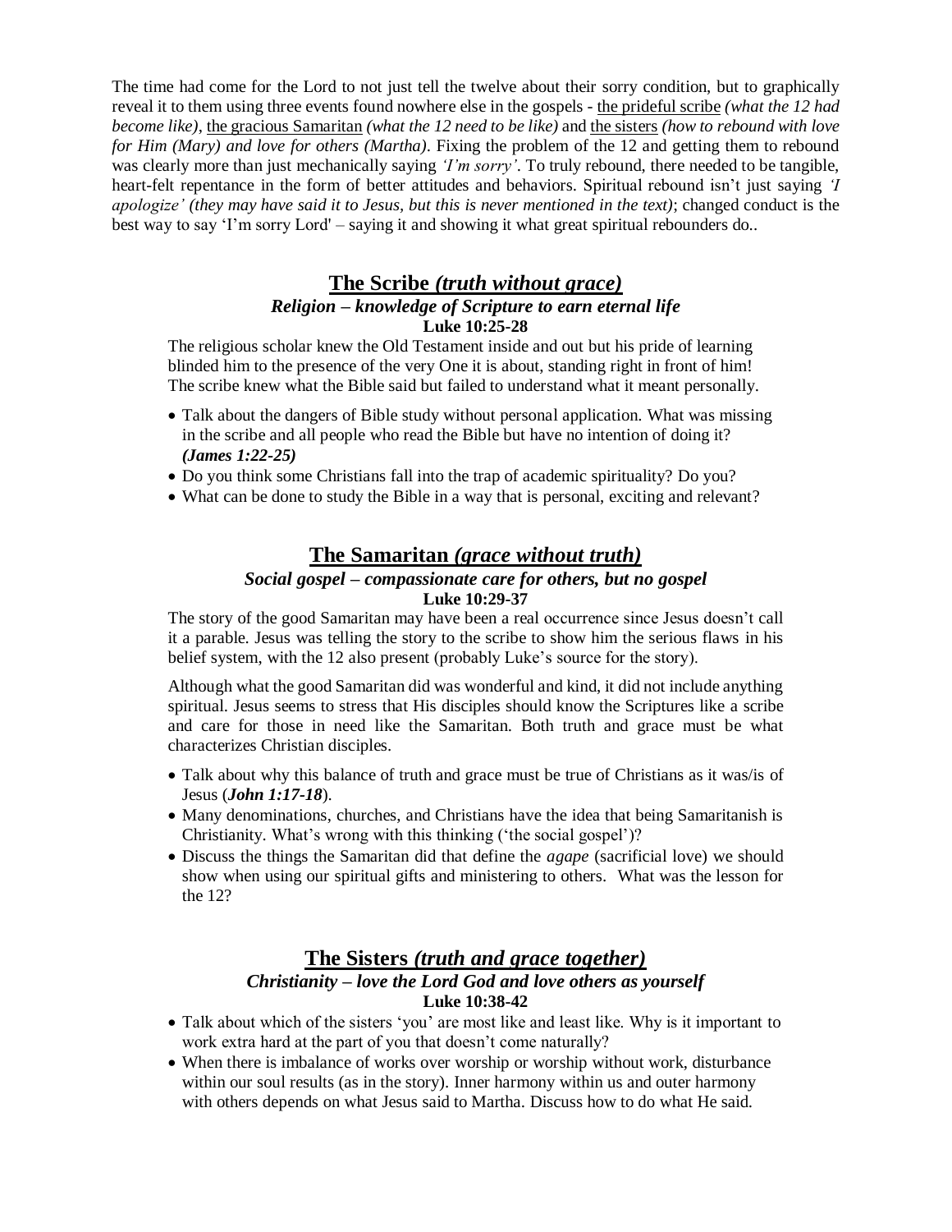The time had come for the Lord to not just tell the twelve about their sorry condition, but to graphically reveal it to them using three events found nowhere else in the gospels - <u>the prideful scribe</u> *(what the 12 had become like)*, <u>the gracious Samaritan</u> *(what the 12 need to be like)* and <u>the sisters</u> *(how to rebound with love for Him (Mary) and love for others (Martha)*. Fixing the problem of the 12 and getting them to rebound was clearly more than just mechanically saying *'I'm sorry'*. To truly rebound, there needed to be tangible, heart-felt repentance in the form of better attitudes and behaviors. Spiritual rebound isn't just saying *'I apologize' (they may have said it to Jesus, but this is never mentioned in the text)*; changed conduct is the best way to say 'I'm sorry Lord' – saying it and showing it what great spiritual rebounders do..

## <u>The Scribe *(truth without grace)*</u>

***Religion – knowledge of Scripture to earn eternal life***

**Luke 10:25-28**

The religious scholar knew the Old Testament inside and out but his pride of learning blinded him to the presence of the very One it is about, standing right in front of him! The scribe knew what the Bible said but failed to understand what it meant personally.

- Talk about the dangers of Bible study without personal application. What was missing in the scribe and all people who read the Bible but have no intention of doing it? ***(James 1:22-25)***
- Do you think some Christians fall into the trap of academic spirituality? Do you?
- What can be done to study the Bible in a way that is personal, exciting and relevant?

## <u>The Samaritan *(grace without truth)*</u>

***Social gospel – compassionate care for others, but no gospel***

**Luke 10:29-37**

The story of the good Samaritan may have been a real occurrence since Jesus doesn't call it a parable. Jesus was telling the story to the scribe to show him the serious flaws in his belief system, with the 12 also present (probably Luke's source for the story).

Although what the good Samaritan did was wonderful and kind, it did not include anything spiritual. Jesus seems to stress that His disciples should know the Scriptures like a scribe and care for those in need like the Samaritan. Both truth and grace must be what characterizes Christian disciples.

- Talk about why this balance of truth and grace must be true of Christians as it was/is of Jesus (***John 1:17-18***).
- Many denominations, churches, and Christians have the idea that being Samaritanish is Christianity. What's wrong with this thinking ('the social gospel')?
- Discuss the things the Samaritan did that define the *agape* (sacrificial love) we should show when using our spiritual gifts and ministering to others. What was the lesson for the 12?

## <u>The Sisters *(truth and grace together)*</u>

***Christianity – love the Lord God and love others as yourself***

**Luke 10:38-42**

- Talk about which of the sisters 'you' are most like and least like. Why is it important to work extra hard at the part of you that doesn't come naturally?
- When there is imbalance of works over worship or worship without work, disturbance within our soul results (as in the story). Inner harmony within us and outer harmony with others depends on what Jesus said to Martha. Discuss how to do what He said.